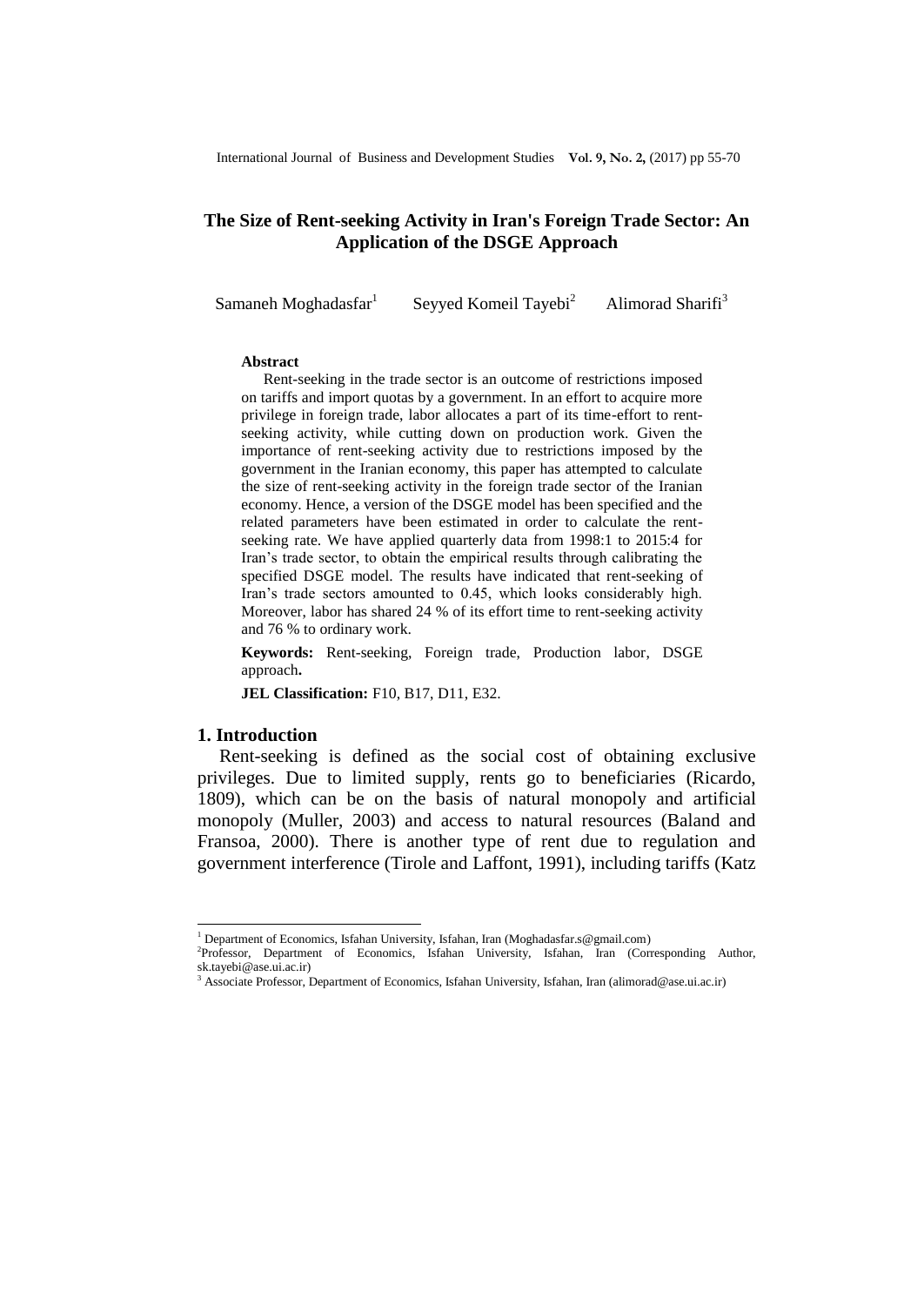# The Size of Rent-seeking Activity in Iran's Foreign Trade Sector: An Application of the DSGE Approach

Samaneh Moghadasfar[1] Seyyed Komeil Tayebi[2] Alimorad Sharifi[3]

**Abstract**

Rent-seeking in the trade sector is an outcome of restrictions imposed on tariffs and import quotas by a government. In an effort to acquire more privilege in foreign trade, labor allocates a part of its time-effort to rent-seeking activity, while cutting down on production work. Given the importance of rent-seeking activity due to restrictions imposed by the government in the Iranian economy, this paper has attempted to calculate the size of rent-seeking activity in the foreign trade sector of the Iranian economy. Hence, a version of the DSGE model has been specified and the related parameters have been estimated in order to calculate the rent-seeking rate. We have applied quarterly data from 1998:1 to 2015:4 for Iran's trade sector, to obtain the empirical results through calibrating the specified DSGE model. The results have indicated that rent-seeking of Iran's trade sectors amounted to 0.45, which looks considerably high. Moreover, labor has shared 24 % of its effort time to rent-seeking activity and 76 % to ordinary work.

**Keywords:** Rent-seeking, Foreign trade, Production labor, DSGE approach**.**

**JEL Classification:** F10, B17, D11, E32.

## 1. Introduction

Rent-seeking is defined as the social cost of obtaining exclusive privileges. Due to limited supply, rents go to beneficiaries (Ricardo, 1809), which can be on the basis of natural monopoly and artificial monopoly (Muller, 2003) and access to natural resources (Baland and Fransoa, 2000). There is another type of rent due to regulation and government interference (Tirole and Laffont, 1991), including tariffs (Katz

---

[1] Department of Economics, Isfahan University, Isfahan, Iran (Moghadasfar.s@gmail.com)

[2] Professor, Department of Economics, Isfahan University, Isfahan, Iran (Corresponding Author, sk.tayebi@ase.ui.ac.ir)

[3] Associate Professor, Department of Economics, Isfahan University, Isfahan, Iran (alimorad@ase.ui.ac.ir)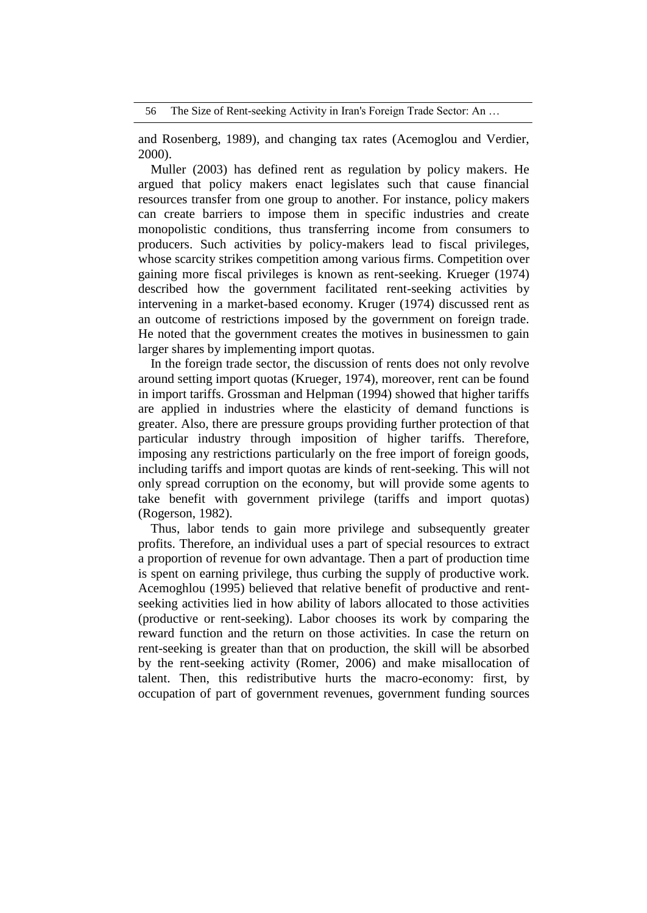and Rosenberg, 1989), and changing tax rates (Acemoglou and Verdier, 2000).

Muller (2003) has defined rent as regulation by policy makers. He argued that policy makers enact legislates such that cause financial resources transfer from one group to another. For instance, policy makers can create barriers to impose them in specific industries and create monopolistic conditions, thus transferring income from consumers to producers. Such activities by policy-makers lead to fiscal privileges, whose scarcity strikes competition among various firms. Competition over gaining more fiscal privileges is known as rent-seeking. Krueger (1974) described how the government facilitated rent-seeking activities by intervening in a market-based economy. Kruger (1974) discussed rent as an outcome of restrictions imposed by the government on foreign trade. He noted that the government creates the motives in businessmen to gain larger shares by implementing import quotas.

In the foreign trade sector, the discussion of rents does not only revolve around setting import quotas (Krueger, 1974), moreover, rent can be found in import tariffs. Grossman and Helpman (1994) showed that higher tariffs are applied in industries where the elasticity of demand functions is greater. Also, there are pressure groups providing further protection of that particular industry through imposition of higher tariffs. Therefore, imposing any restrictions particularly on the free import of foreign goods, including tariffs and import quotas are kinds of rent-seeking. This will not only spread corruption on the economy, but will provide some agents to take benefit with government privilege (tariffs and import quotas) (Rogerson, 1982).

Thus, labor tends to gain more privilege and subsequently greater profits. Therefore, an individual uses a part of special resources to extract a proportion of revenue for own advantage. Then a part of production time is spent on earning privilege, thus curbing the supply of productive work. Acemoghlou (1995) believed that relative benefit of productive and rent-seeking activities lied in how ability of labors allocated to those activities (productive or rent-seeking). Labor chooses its work by comparing the reward function and the return on those activities. In case the return on rent-seeking is greater than that on production, the skill will be absorbed by the rent-seeking activity (Romer, 2006) and make misallocation of talent. Then, this redistributive hurts the macro-economy: first, by occupation of part of government revenues, government funding sources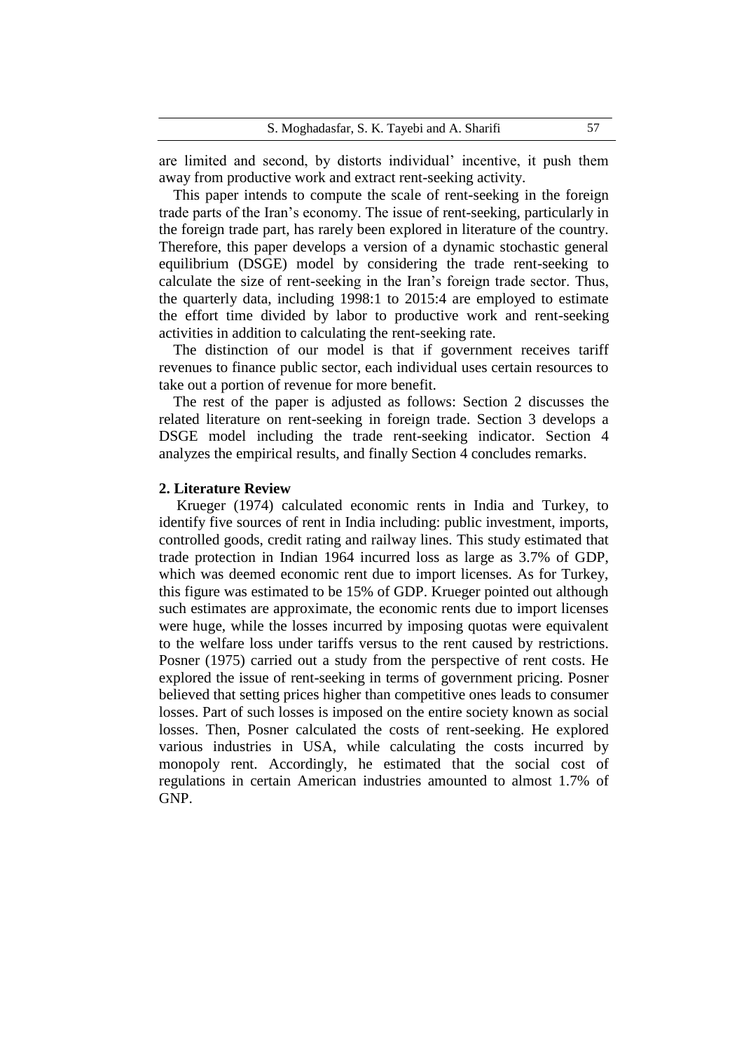are limited and second, by distorts individual' incentive, it push them away from productive work and extract rent-seeking activity.

This paper intends to compute the scale of rent-seeking in the foreign trade parts of the Iran's economy. The issue of rent-seeking, particularly in the foreign trade part, has rarely been explored in literature of the country. Therefore, this paper develops a version of a dynamic stochastic general equilibrium (DSGE) model by considering the trade rent-seeking to calculate the size of rent-seeking in the Iran's foreign trade sector. Thus, the quarterly data, including 1998:1 to 2015:4 are employed to estimate the effort time divided by labor to productive work and rent-seeking activities in addition to calculating the rent-seeking rate.

The distinction of our model is that if government receives tariff revenues to finance public sector, each individual uses certain resources to take out a portion of revenue for more benefit.

The rest of the paper is adjusted as follows: Section 2 discusses the related literature on rent-seeking in foreign trade. Section 3 develops a DSGE model including the trade rent-seeking indicator. Section 4 analyzes the empirical results, and finally Section 4 concludes remarks.

## 2. Literature Review

Krueger (1974) calculated economic rents in India and Turkey, to identify five sources of rent in India including: public investment, imports, controlled goods, credit rating and railway lines. This study estimated that trade protection in Indian 1964 incurred loss as large as 3.7% of GDP, which was deemed economic rent due to import licenses. As for Turkey, this figure was estimated to be 15% of GDP. Krueger pointed out although such estimates are approximate, the economic rents due to import licenses were huge, while the losses incurred by imposing quotas were equivalent to the welfare loss under tariffs versus to the rent caused by restrictions. Posner (1975) carried out a study from the perspective of rent costs. He explored the issue of rent-seeking in terms of government pricing. Posner believed that setting prices higher than competitive ones leads to consumer losses. Part of such losses is imposed on the entire society known as social losses. Then, Posner calculated the costs of rent-seeking. He explored various industries in USA, while calculating the costs incurred by monopoly rent. Accordingly, he estimated that the social cost of regulations in certain American industries amounted to almost 1.7% of GNP.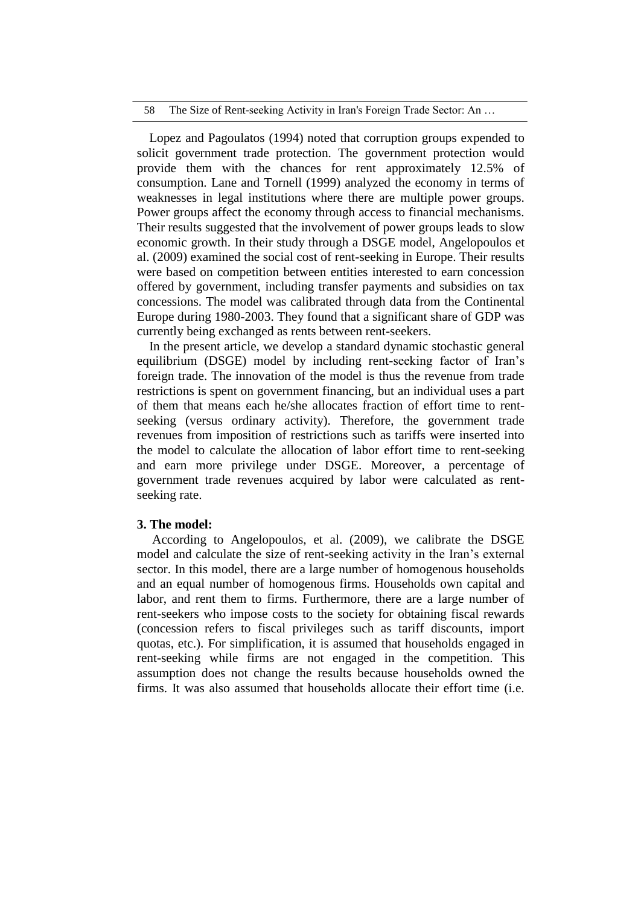Lopez and Pagoulatos (1994) noted that corruption groups expended to solicit government trade protection. The government protection would provide them with the chances for rent approximately 12.5% of consumption. Lane and Tornell (1999) analyzed the economy in terms of weaknesses in legal institutions where there are multiple power groups. Power groups affect the economy through access to financial mechanisms. Their results suggested that the involvement of power groups leads to slow economic growth. In their study through a DSGE model, Angelopoulos et al. (2009) examined the social cost of rent-seeking in Europe. Their results were based on competition between entities interested to earn concession offered by government, including transfer payments and subsidies on tax concessions. The model was calibrated through data from the Continental Europe during 1980-2003. They found that a significant share of GDP was currently being exchanged as rents between rent-seekers.

In the present article, we develop a standard dynamic stochastic general equilibrium (DSGE) model by including rent-seeking factor of Iran's foreign trade. The innovation of the model is thus the revenue from trade restrictions is spent on government financing, but an individual uses a part of them that means each he/she allocates fraction of effort time to rent-seeking (versus ordinary activity). Therefore, the government trade revenues from imposition of restrictions such as tariffs were inserted into the model to calculate the allocation of labor effort time to rent-seeking and earn more privilege under DSGE. Moreover, a percentage of government trade revenues acquired by labor were calculated as rent-seeking rate.

## 3. The model:

According to Angelopoulos, et al. (2009), we calibrate the DSGE model and calculate the size of rent-seeking activity in the Iran's external sector. In this model, there are a large number of homogenous households and an equal number of homogenous firms. Households own capital and labor, and rent them to firms. Furthermore, there are a large number of rent-seekers who impose costs to the society for obtaining fiscal rewards (concession refers to fiscal privileges such as tariff discounts, import quotas, etc.). For simplification, it is assumed that households engaged in rent-seeking while firms are not engaged in the competition. This assumption does not change the results because households owned the firms. It was also assumed that households allocate their effort time (i.e.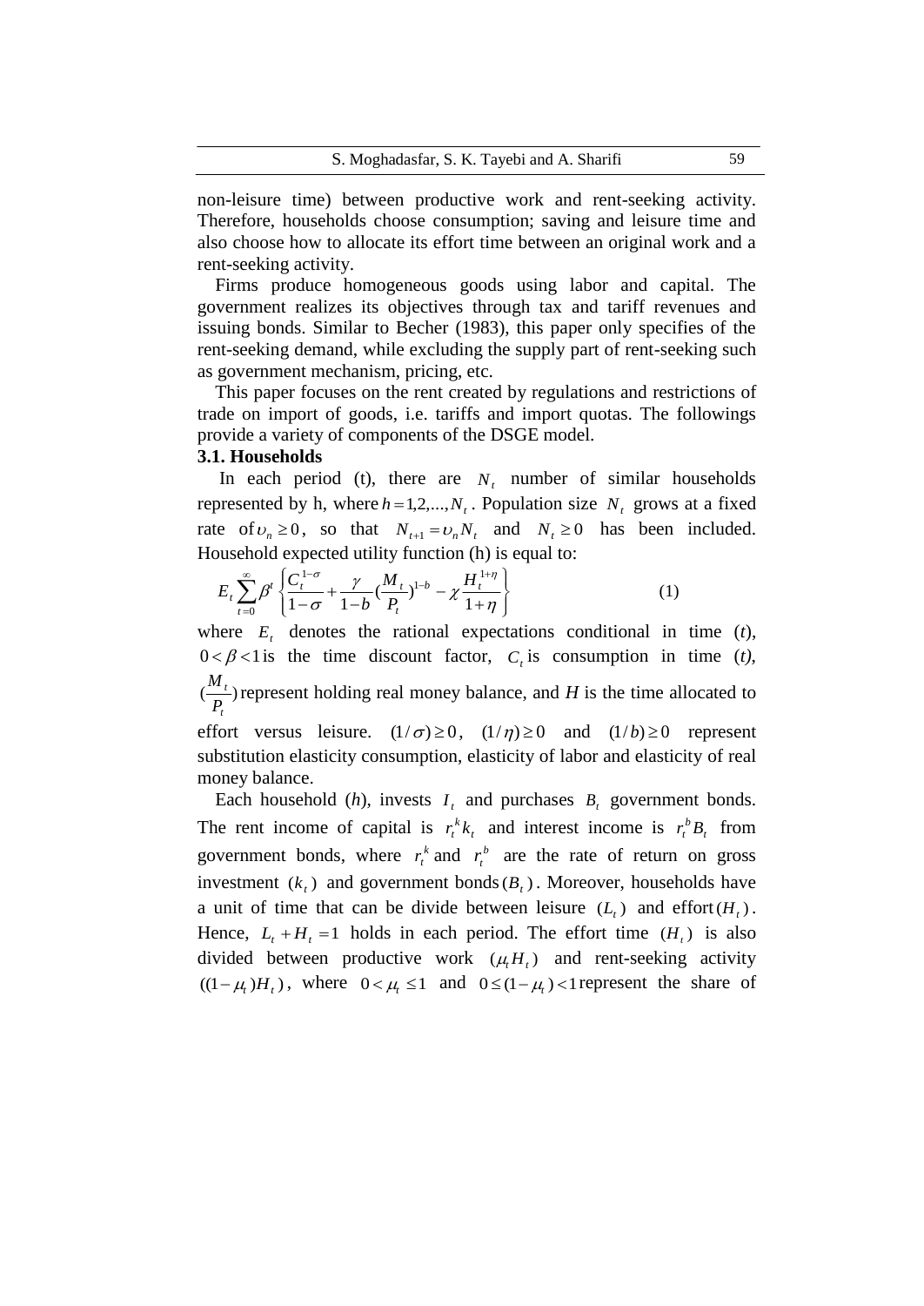non-leisure time) between productive work and rent-seeking activity. Therefore, households choose consumption; saving and leisure time and also choose how to allocate its effort time between an original work and a rent-seeking activity.

Firms produce homogeneous goods using labor and capital. The government realizes its objectives through tax and tariff revenues and issuing bonds. Similar to Becher (1983), this paper only specifies of the rent-seeking demand, while excluding the supply part of rent-seeking such as government mechanism, pricing, etc.

This paper focuses on the rent created by regulations and restrictions of trade on import of goods, i.e. tariffs and import quotas. The followings provide a variety of components of the DSGE model.

### 3.1. Households

In each period (t), there are $N_t$ number of similar households represented by h, where $h = 1,2,...,N_t$. Population size $N_t$ grows at a fixed rate of $\upsilon_n \geq 0$, so that $N_{t+1} = \upsilon_n N_t$ and $N_t \geq 0$ has been included. Household expected utility function (h) is equal to:

$$E_t \sum_{t=0}^{\infty} \beta^t \left\{ \frac{C_t^{1-\sigma}}{1-\sigma} + \frac{\gamma}{1-b} \left(\frac{M_t}{P_t}\right)^{1-b} - \chi \frac{H_t^{1+\eta}}{1+\eta} \right\} \tag{1}$$

where $E_t$ denotes the rational expectations conditional in time (*t*), $0 < \beta < 1$ is the time discount factor, $C_t$ is consumption in time (*t*), $(\frac{M_t}{P_t})$ represent holding real money balance, and *H* is the time allocated to effort versus leisure. $(1/\sigma) \geq 0$, $(1/\eta) \geq 0$ and $(1/b) \geq 0$ represent substitution elasticity consumption, elasticity of labor and elasticity of real money balance.

Each household (*h*), invests $I_t$ and purchases $B_t$ government bonds. The rent income of capital is $r_t^k k_t$ and interest income is $r_t^b B_t$ from government bonds, where $r_t^k$ and $r_t^b$ are the rate of return on gross investment $(k_t)$ and government bonds $(B_t)$. Moreover, households have a unit of time that can be divide between leisure $(L_t)$ and effort $(H_t)$. Hence, $L_t + H_t = 1$ holds in each period. The effort time $(H_t)$ is also divided between productive work $(\mu_t H_t)$ and rent-seeking activity $((1-\mu_t)H_t)$, where $0 < \mu_t \leq 1$ and $0 \leq (1-\mu_t) < 1$ represent the share of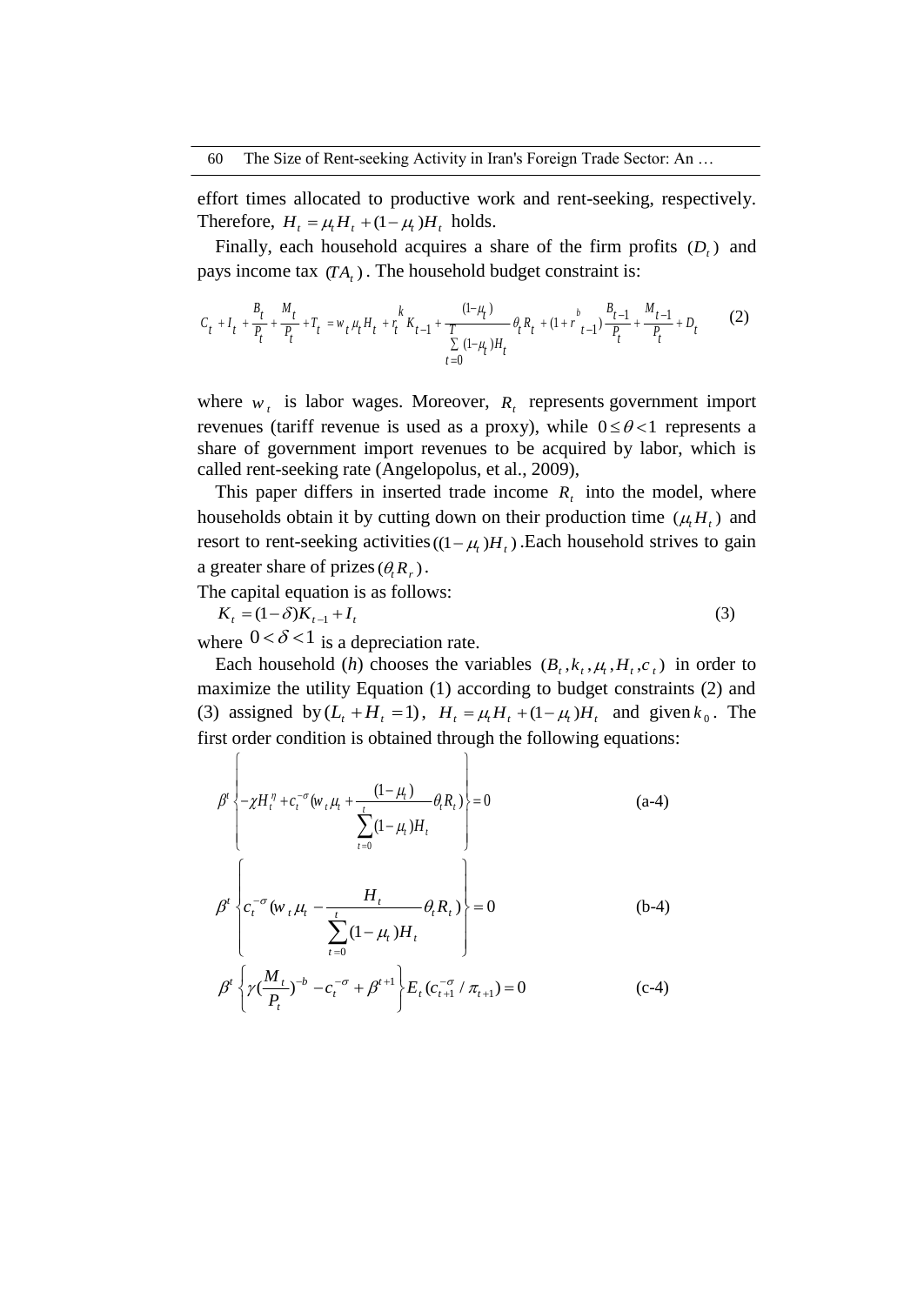effort times allocated to productive work and rent-seeking, respectively. Therefore, $H_t = \mu_t H_t + (1-\mu_t)H_t$ holds.

Finally, each household acquires a share of the firm profits $(D_t)$ and pays income tax $(TA_t)$. The household budget constraint is:

$$C_t + I_t + \frac{B_t}{P_t} + \frac{M_t}{P_t} + T_t = w_t \mu_t H_t + r_t^k K_{t-1} + \frac{(1-\mu_t)}{\sum_{t=0}^{T}(1-\mu_t)H_t}\theta_t R_t + (1+r_{t-1}^b)\frac{B_{t-1}}{P_t} + \frac{M_{t-1}}{P_t} + D_t \tag{2}$$

where $w_t$ is labor wages. Moreover, $R_t$ represents government import revenues (tariff revenue is used as a proxy), while $0 \le \theta < 1$ represents a share of government import revenues to be acquired by labor, which is called rent-seeking rate (Angelopolus, et al., 2009),

This paper differs in inserted trade income $R_t$ into the model, where households obtain it by cutting down on their production time $(\mu_t H_t)$ and resort to rent-seeking activities $((1-\mu_t)H_t)$. Each household strives to gain a greater share of prizes $(\theta_t R_r)$.

The capital equation is as follows:

$$K_t = (1-\delta)K_{t-1} + I_t \tag{3}$$

where $0 < \delta < 1$ is a depreciation rate.

Each household (*h*) chooses the variables $(B_t, k_t, \mu_t, H_t, c_t)$ in order to maximize the utility Equation (1) according to budget constraints (2) and (3) assigned by $(L_t + H_t = 1)$, $H_t = \mu_t H_t + (1-\mu_t)H_t$ and given $k_0$. The first order condition is obtained through the following equations:

$$\beta^t \left\{ -\chi H_t^{\eta} + c_t^{-\sigma}\left(w_t \mu_t + \frac{(1-\mu_t)}{\sum_{t=0}^{t}(1-\mu_t)H_t}\theta_t R_t\right) \right\} = 0 \tag{a-4}$$

$$\beta^t \left\{ c_t^{-\sigma}\left(w_t \mu_t - \frac{H_t}{\sum_{t=0}^{t}(1-\mu_t)H_t}\theta_t R_t\right) \right\} = 0 \tag{b-4}$$

$$\beta^t \left\{ \gamma\left(\frac{M_t}{P_t}\right)^{-b} - c_t^{-\sigma} + \beta^{t+1} \right\} E_t\left(c_{t+1}^{-\sigma} / \pi_{t+1}\right) = 0 \tag{c-4}$$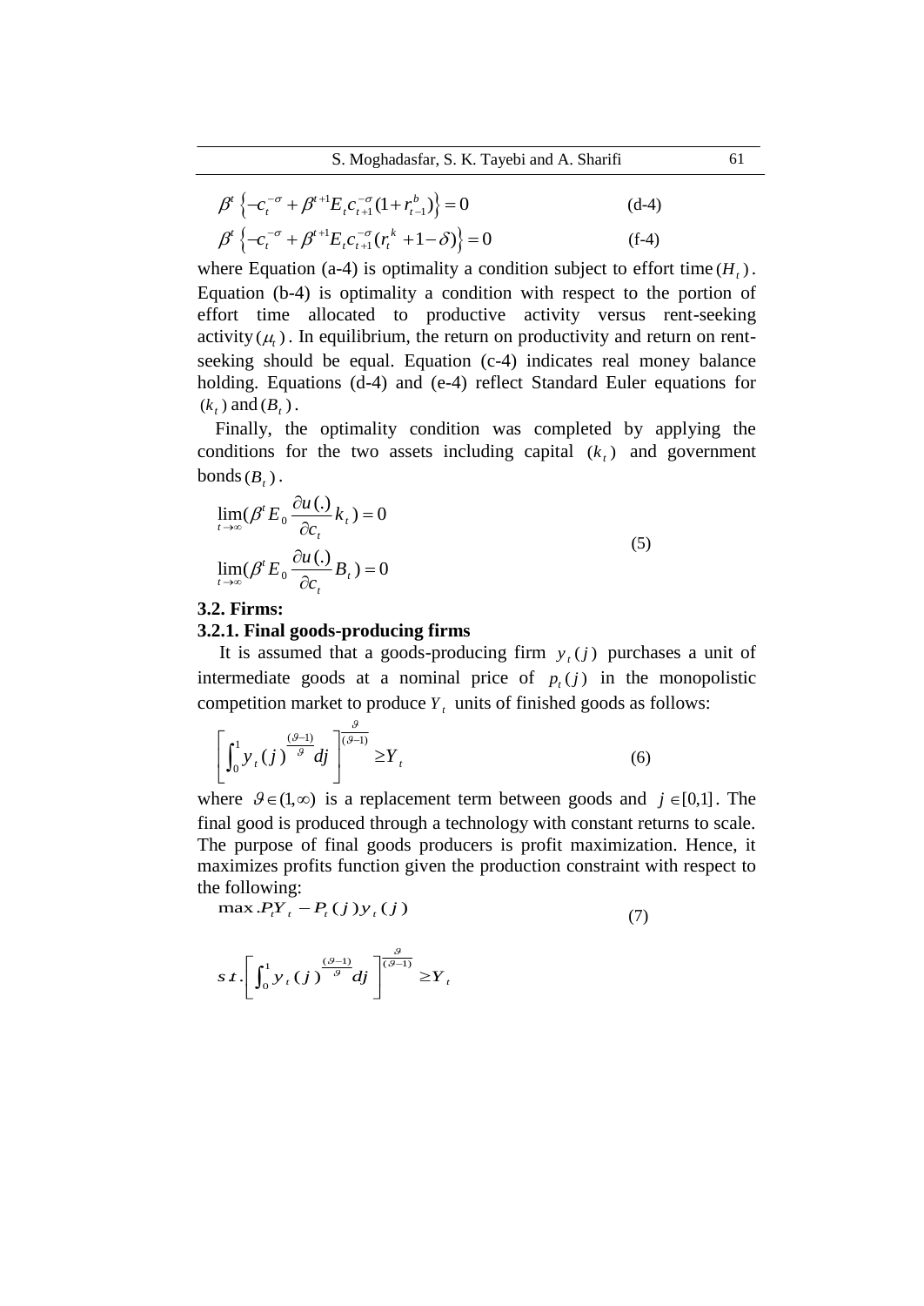$$\beta^t \left\{ -c_t^{-\sigma} + \beta^{t+1} E_t c_{t+1}^{-\sigma} (1 + r_{t-1}^b) \right\} = 0 \tag{d-4}$$

$$\beta^t \left\{ -c_t^{-\sigma} + \beta^{t+1} E_t c_{t+1}^{-\sigma} (r_t^k + 1 - \delta) \right\} = 0 \tag{f-4}$$

where Equation (a-4) is optimality a condition subject to effort time $(H_t)$. Equation (b-4) is optimality a condition with respect to the portion of effort time allocated to productive activity versus rent-seeking activity $(\mu_t)$. In equilibrium, the return on productivity and return on rent-seeking should be equal. Equation (c-4) indicates real money balance holding. Equations (d-4) and (e-4) reflect Standard Euler equations for $(k_t)$ and $(B_t)$.

Finally, the optimality condition was completed by applying the conditions for the two assets including capital $(k_t)$ and government bonds $(B_t)$.

$$\lim_{t \to \infty} (\beta^t E_0 \frac{\partial u(.)}{\partial c_t} k_t) = 0$$
$$\lim_{t \to \infty} (\beta^t E_0 \frac{\partial u(.)}{\partial c_t} B_t) = 0 \tag{5}$$

### 3.2. Firms:

#### 3.2.1. Final goods-producing firms

It is assumed that a goods-producing firm $y_t(j)$ purchases a unit of intermediate goods at a nominal price of $p_t(j)$ in the monopolistic competition market to produce $Y_t$ units of finished goods as follows:

$$\left[ \int_0^1 y_t(j)^{\frac{(\vartheta-1)}{\vartheta}} dj \right]^{\frac{\vartheta}{(\vartheta-1)}} \geq Y_t \tag{6}$$

where $\vartheta \in (1, \infty)$ is a replacement term between goods and $j \in [0,1]$. The final good is produced through a technology with constant returns to scale. The purpose of final goods producers is profit maximization. Hence, it maximizes profits function given the production constraint with respect to the following:

$$\max . P_t Y_t - P_t(j) y_t(j) \tag{7}$$

$$s.t. \left[ \int_0^1 y_t(j)^{\frac{(\vartheta-1)}{\vartheta}} dj \right]^{\frac{\vartheta}{(\vartheta-1)}} \geq Y_t$$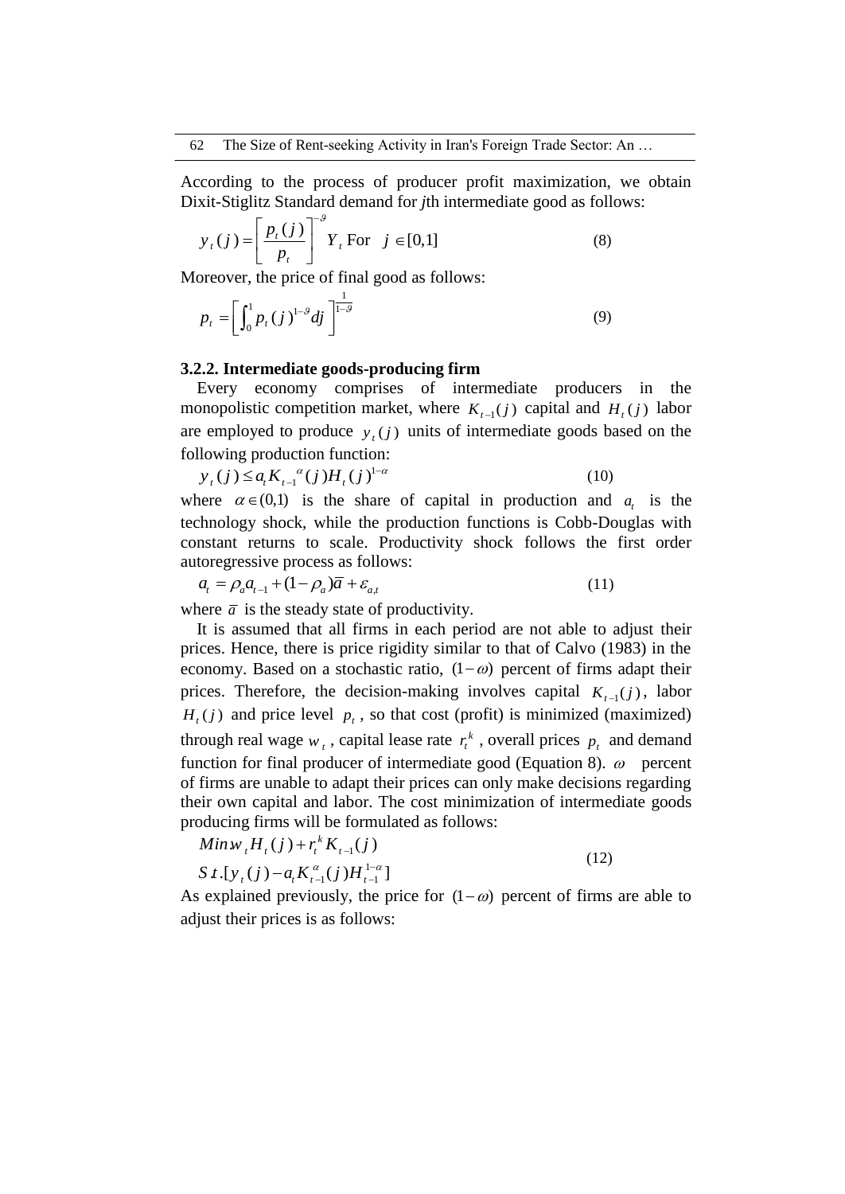According to the process of producer profit maximization, we obtain Dixit-Stiglitz Standard demand for *j*th intermediate good as follows:

$$y_t(j) = \left[\frac{p_t(j)}{p_t}\right]^{-\vartheta} Y_t \text{ For } \quad j \in [0,1] \tag{8}$$

Moreover, the price of final good as follows:

$$p_t = \left[\int_0^1 p_t(j)^{1-\vartheta} dj\right]^{\frac{1}{1-\vartheta}} \tag{9}$$

### 3.2.2. Intermediate goods-producing firm

Every economy comprises of intermediate producers in the monopolistic competition market, where $K_{t-1}(j)$ capital and $H_t(j)$ labor are employed to produce $y_t(j)$ units of intermediate goods based on the following production function:

$$y_t(j) \leq a_t K_{t-1}{}^{\alpha}(j) H_t(j)^{1-\alpha} \tag{10}$$

where $\alpha \in (0,1)$ is the share of capital in production and $a_t$ is the technology shock, while the production functions is Cobb-Douglas with constant returns to scale. Productivity shock follows the first order autoregressive process as follows:

$$a_t = \rho_a a_{t-1} + (1-\rho_a)\bar{a} + \varepsilon_{a,t} \tag{11}$$

where $\bar{a}$ is the steady state of productivity.

It is assumed that all firms in each period are not able to adjust their prices. Hence, there is price rigidity similar to that of Calvo (1983) in the economy. Based on a stochastic ratio, $(1-\omega)$ percent of firms adapt their prices. Therefore, the decision-making involves capital $K_{t-1}(j)$, labor $H_t(j)$ and price level $p_t$, so that cost (profit) is minimized (maximized) through real wage $w_t$, capital lease rate $r_t^k$, overall prices $p_t$ and demand function for final producer of intermediate good (Equation 8). $\omega$ percent of firms are unable to adapt their prices can only make decisions regarding their own capital and labor. The cost minimization of intermediate goods producing firms will be formulated as follows:

$$\begin{aligned} & Min\, w_t H_t(j) + r_t^k K_{t-1}(j) \\ & S\,t.[y_t(j) - a_t K_{t-1}^{\alpha}(j) H_{t-1}^{1-\alpha}] \end{aligned} \tag{12}$$

As explained previously, the price for $(1-\omega)$ percent of firms are able to adjust their prices is as follows: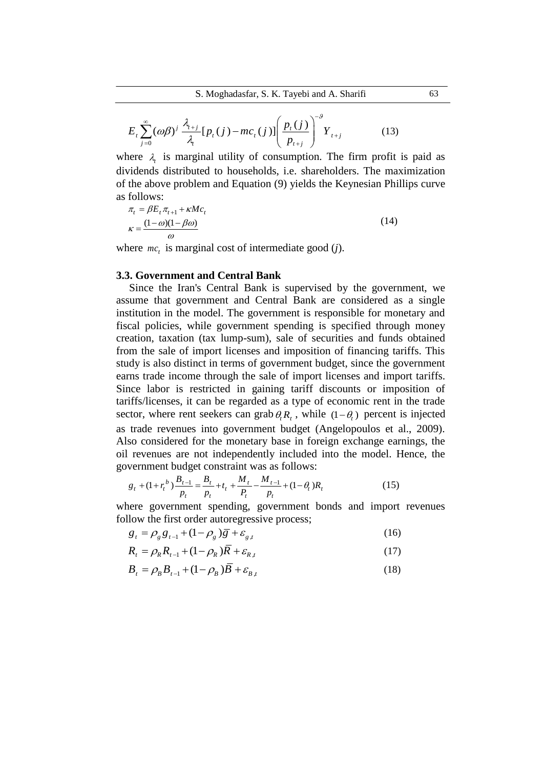$$E_t \sum_{j=0}^{\infty} (\omega\beta)^j \frac{\lambda_{t+j}}{\lambda_t} [p_t(j) - mc_t(j)] \left( \frac{p_t(j)}{p_{t+j}} \right)^{-\vartheta} Y_{t+j} \tag{13}$$

where $\lambda_t$ is marginal utility of consumption. The firm profit is paid as dividends distributed to households, i.e. shareholders. The maximization of the above problem and Equation (9) yields the Keynesian Phillips curve as follows:

$$\pi_t = \beta E_t \pi_{t+1} + \kappa Mc_t$$
$$\kappa = \frac{(1-\omega)(1-\beta\omega)}{\omega} \tag{14}$$

where $mc_t$ is marginal cost of intermediate good (*j*).

### 3.3. Government and Central Bank

Since the Iran's Central Bank is supervised by the government, we assume that government and Central Bank are considered as a single institution in the model. The government is responsible for monetary and fiscal policies, while government spending is specified through money creation, taxation (tax lump-sum), sale of securities and funds obtained from the sale of import licenses and imposition of financing tariffs. This study is also distinct in terms of government budget, since the government earns trade income through the sale of import licenses and import tariffs. Since labor is restricted in gaining tariff discounts or imposition of tariffs/licenses, it can be regarded as a type of economic rent in the trade sector, where rent seekers can grab $\theta_t R_t$, while $(1-\theta_t)$ percent is injected as trade revenues into government budget (Angelopoulos et al., 2009). Also considered for the monetary base in foreign exchange earnings, the oil revenues are not independently included into the model. Hence, the government budget constraint was as follows:

$$g_t + (1+r_t^b)\frac{B_{t-1}}{p_t} = \frac{B_t}{p_t} + t_t + \frac{M_t}{P_t} - \frac{M_{t-1}}{p_t} + (1-\theta_t)R_t \tag{15}$$

where government spending, government bonds and import revenues follow the first order autoregressive process;

$$g_t = \rho_g g_{t-1} + (1-\rho_g)\bar{g} + \varepsilon_{g,t} \tag{16}$$

$$R_t = \rho_R R_{t-1} + (1-\rho_R)\bar{R} + \varepsilon_{R,t} \tag{17}$$

$$B_t = \rho_B B_{t-1} + (1-\rho_B)\bar{B} + \varepsilon_{B,t} \tag{18}$$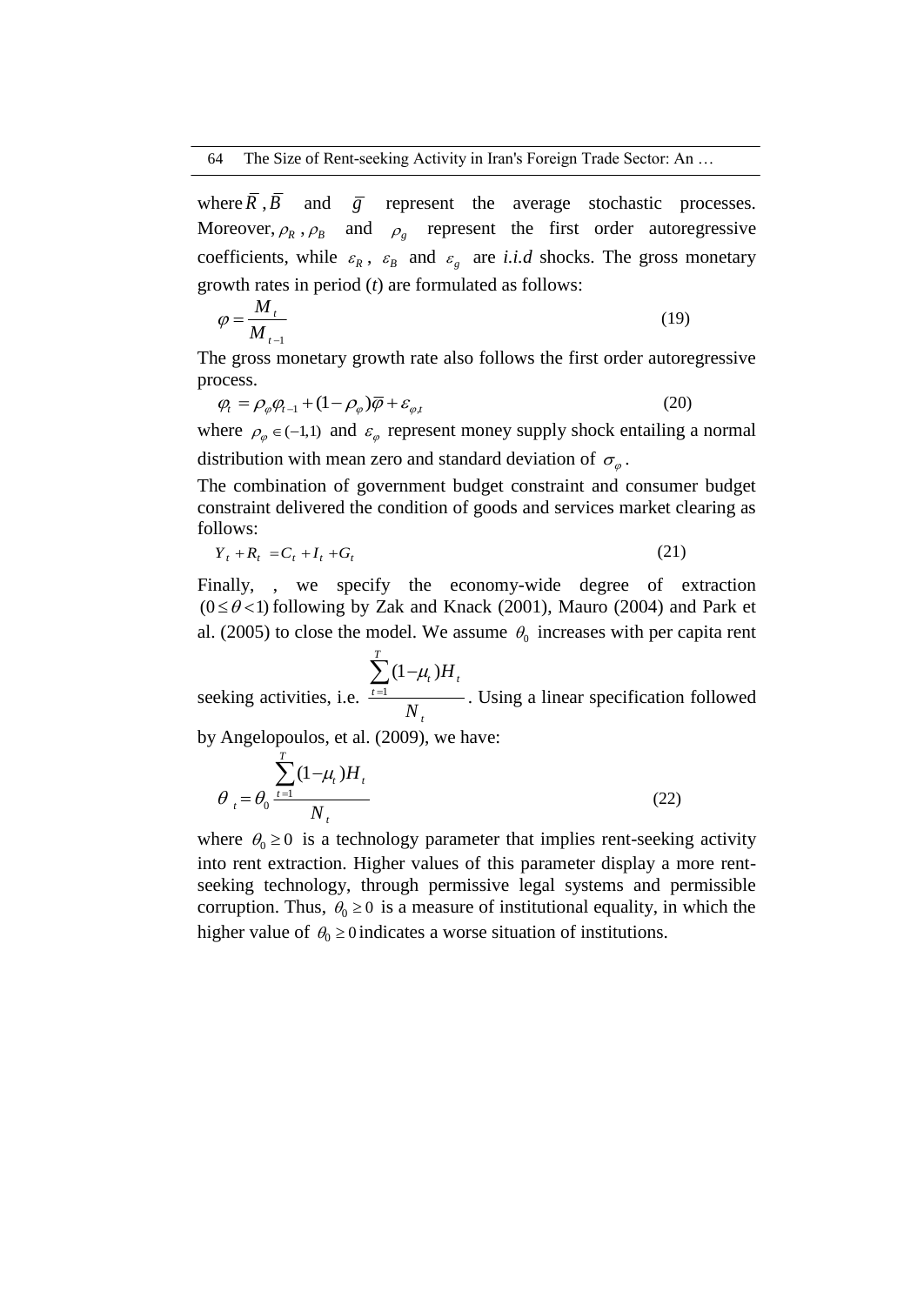where $\bar{R}$ , $\bar{B}$ and $\bar{g}$ represent the average stochastic processes. Moreover, $\rho_R$ , $\rho_B$ and $\rho_g$ represent the first order autoregressive coefficients, while $\varepsilon_R$, $\varepsilon_B$ and $\varepsilon_g$ are *i.i.d* shocks. The gross monetary growth rates in period ($t$) are formulated as follows:

$$\varphi = \frac{M_t}{M_{t-1}} \tag{19}$$

The gross monetary growth rate also follows the first order autoregressive process.

$$\varphi_t = \rho_\varphi \varphi_{t-1} + (1-\rho_\varphi)\bar{\varphi} + \varepsilon_{\varphi,t} \tag{20}$$

where $\rho_\varphi \in (-1,1)$ and $\varepsilon_\varphi$ represent money supply shock entailing a normal distribution with mean zero and standard deviation of $\sigma_\varphi$.

The combination of government budget constraint and consumer budget constraint delivered the condition of goods and services market clearing as follows:

$$Y_t + R_t = C_t + I_t + G_t \tag{21}$$

Finally, , we specify the economy-wide degree of extraction $(0 \le \theta < 1)$ following by Zak and Knack (2001), Mauro (2004) and Park et al. (2005) to close the model. We assume $\theta_0$ increases with per capita rent seeking activities, i.e. $\frac{\sum_{t=1}^{T}(1-\mu_t)H_t}{N_t}$. Using a linear specification followed by Angelopoulos, et al. (2009), we have:

$$\theta_t = \theta_0 \frac{\sum_{t=1}^{T}(1-\mu_t)H_t}{N_t} \tag{22}$$

where $\theta_0 \ge 0$ is a technology parameter that implies rent-seeking activity into rent extraction. Higher values of this parameter display a more rent-seeking technology, through permissive legal systems and permissible corruption. Thus, $\theta_0 \ge 0$ is a measure of institutional equality, in which the higher value of $\theta_0 \ge 0$ indicates a worse situation of institutions.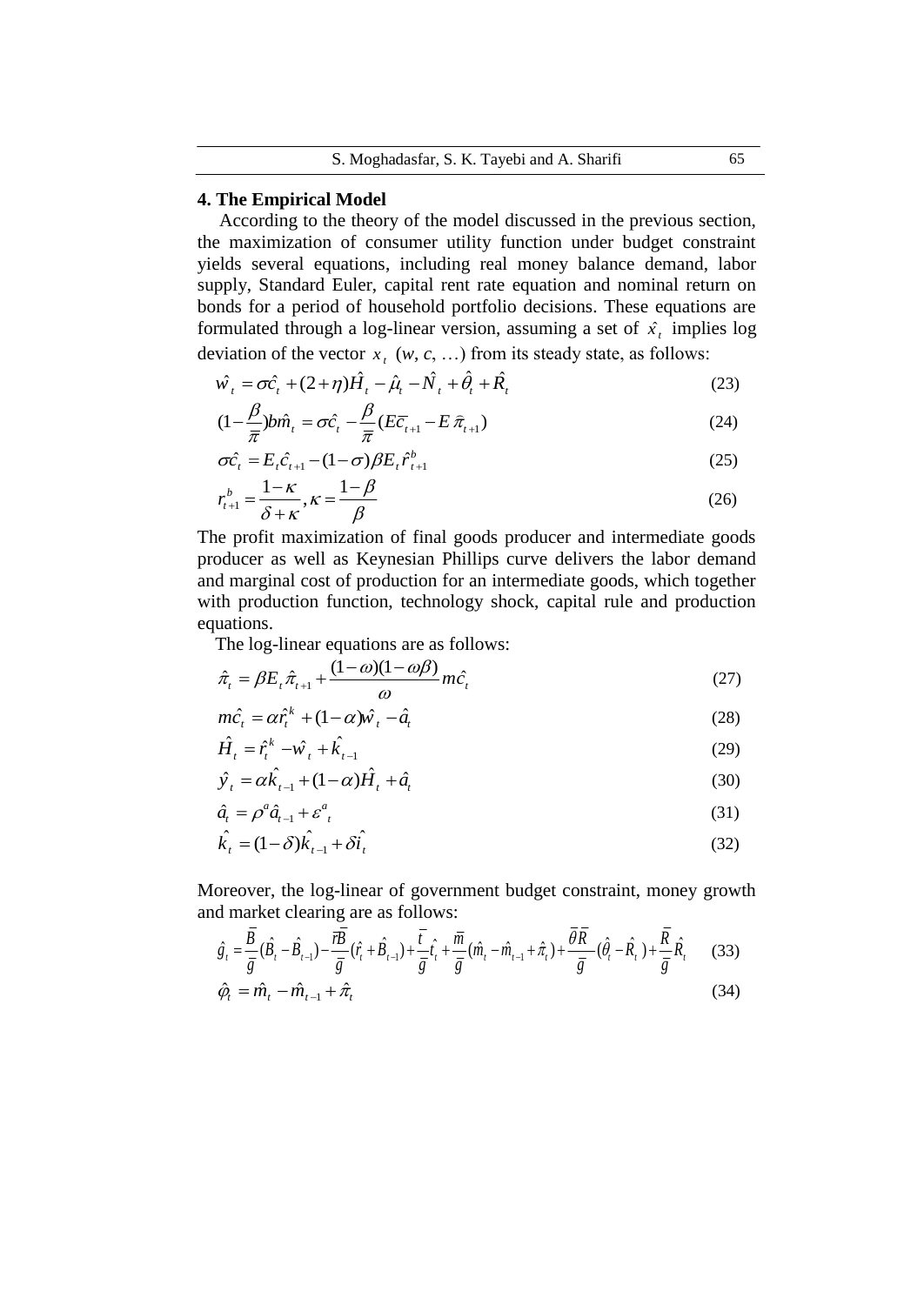## 4. The Empirical Model

According to the theory of the model discussed in the previous section, the maximization of consumer utility function under budget constraint yields several equations, including real money balance demand, labor supply, Standard Euler, capital rent rate equation and nominal return on bonds for a period of household portfolio decisions. These equations are formulated through a log-linear version, assuming a set of $\hat{x}_t$ implies log deviation of the vector $x_t$ ($w$, $c$, …) from its steady state, as follows:

$$\hat{w}_t = \sigma\hat{c}_t + (2+\eta)\hat{H}_t - \hat{\mu}_t - \hat{N}_t + \hat{\theta}_t + \hat{R}_t \tag{23}$$

$$(1-\frac{\beta}{\overline{\pi}})b\hat{m}_t = \sigma\hat{c}_t - \frac{\beta}{\overline{\pi}}(E\overline{c}_{t+1} - E\,\hat{\pi}_{t+1}) \tag{24}$$

$$\sigma\hat{c}_t = E_t\hat{c}_{t+1} - (1-\sigma)\beta E_t\hat{r}^b_{t+1} \tag{25}$$

$$r^b_{t+1} = \frac{1-\kappa}{\delta+\kappa}, \kappa = \frac{1-\beta}{\beta} \tag{26}$$

The profit maximization of final goods producer and intermediate goods producer as well as Keynesian Phillips curve delivers the labor demand and marginal cost of production for an intermediate goods, which together with production function, technology shock, capital rule and production equations.

The log-linear equations are as follows:

$$\hat{\pi}_t = \beta E_t\hat{\pi}_{t+1} + \frac{(1-\omega)(1-\omega\beta)}{\omega}m\hat{c}_t \tag{27}$$

$$m\hat{c}_t = \alpha\hat{r}^k_t + (1-\alpha)\hat{w}_t - \hat{a}_t \tag{28}$$

$$\hat{H}_t = \hat{r}^k_t - \hat{w}_t + \hat{k}_{t-1} \tag{29}$$

$$\hat{y}_t = \alpha\hat{k}_{t-1} + (1-\alpha)\hat{H}_t + \hat{a}_t \tag{30}$$

$$\hat{a}_t = \rho^a\hat{a}_{t-1} + \varepsilon^a{}_t \tag{31}$$

$$\hat{k}_t = (1-\delta)\hat{k}_{t-1} + \delta\hat{i}_t \tag{32}$$

Moreover, the log-linear of government budget constraint, money growth and market clearing are as follows:

$$\hat{g}_t = \frac{\overline{B}}{\overline{g}}(\hat{B}_t - \hat{B}_{t-1}) - \frac{\overline{r}\overline{B}}{\overline{g}}(\hat{r}_t + \hat{B}_{t-1}) + \frac{\overline{t}}{\overline{g}}\hat{t}_t + \frac{\overline{m}}{\overline{g}}(\hat{m}_t - \hat{m}_{t-1} + \hat{\pi}_t) + \frac{\overline{\theta}\overline{R}}{\overline{g}}(\hat{\theta}_t - \hat{R}_t) + \frac{\overline{R}}{\overline{g}}\hat{R}_t \tag{33}$$

$$\hat{\varphi}_t = \hat{m}_t - \hat{m}_{t-1} + \hat{\pi}_t \tag{34}$$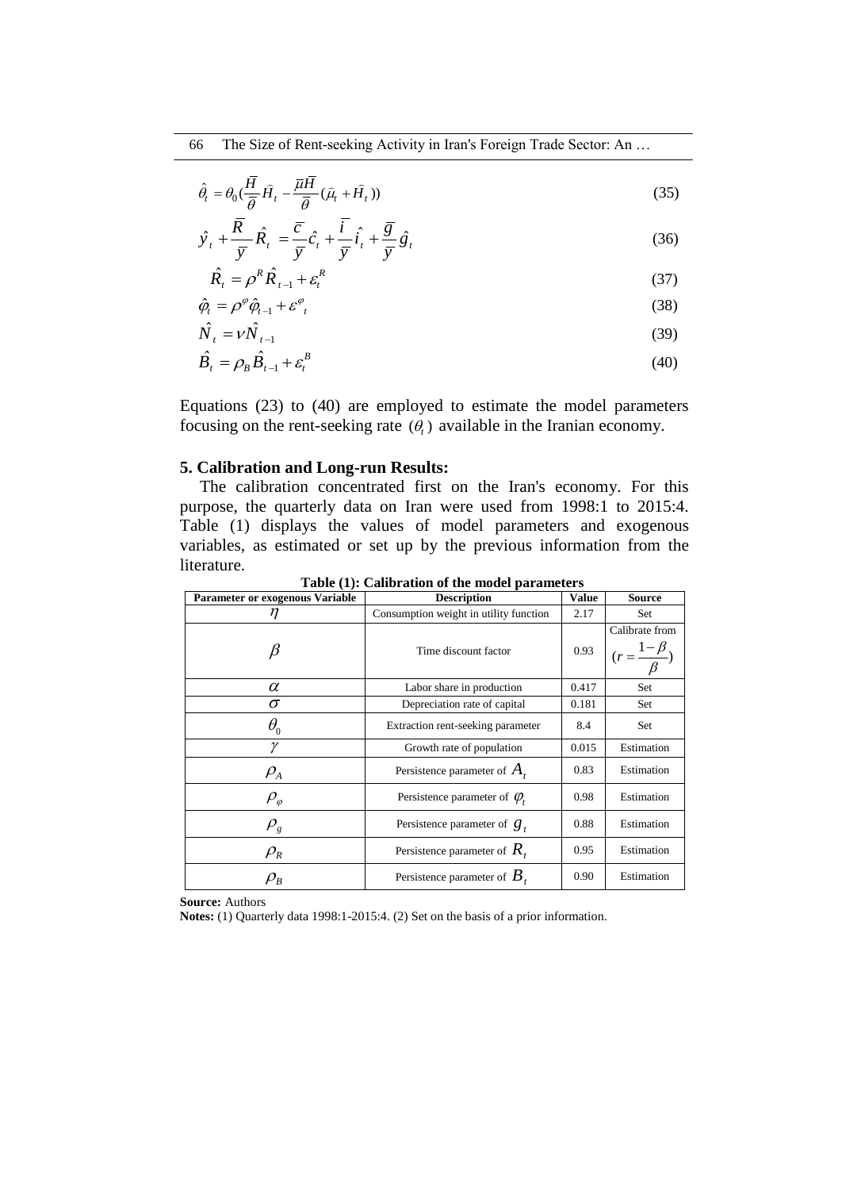$$\hat{\theta}_t = \theta_0 (\frac{\overline{H}}{\overline{\theta}} \hat{H}_t - \frac{\overline{\mu}\overline{H}}{\overline{\theta}} (\hat{\mu}_t + \hat{H}_t)) \tag{35}$$

$$\hat{y}_t + \frac{\overline{R}}{\overline{y}} \hat{R}_t = \frac{\overline{c}}{\overline{y}} \hat{c}_t + \frac{\overline{i}}{\overline{y}} \hat{i}_t + \frac{\overline{g}}{\overline{y}} \hat{g}_t \tag{36}$$

$$\hat{R}_t = \rho^R \hat{R}_{t-1} + \varepsilon_t^R \tag{37}$$

$$\hat{\varphi}_t = \rho^{\varphi} \hat{\varphi}_{t-1} + \varepsilon^{\varphi}_t \tag{38}$$

$$\hat{N}_t = \nu \hat{N}_{t-1} \tag{39}$$

$$\hat{B}_t = \rho_B \hat{B}_{t-1} + \varepsilon_t^B \tag{40}$$

Equations (23) to (40) are employed to estimate the model parameters focusing on the rent-seeking rate $(\theta_t)$ available in the Iranian economy.

## 5. Calibration and Long-run Results:

The calibration concentrated first on the Iran's economy. For this purpose, the quarterly data on Iran were used from 1998:1 to 2015:4. Table (1) displays the values of model parameters and exogenous variables, as estimated or set up by the previous information from the literature.

**Table (1): Calibration of the model parameters**

| Parameter or exogenous Variable | Description | Value | Source |
|---|---|---|---|
| $\eta$ | Consumption weight in utility function | 2.17 | Set |
| $\beta$ | Time discount factor | 0.93 | Calibrate from $(r = \frac{1-\beta}{\beta})$ |
| $\alpha$ | Labor share in production | 0.417 | Set |
| $\sigma$ | Depreciation rate of capital | 0.181 | Set |
| $\theta_0$ | Extraction rent-seeking parameter | 8.4 | Set |
| $\gamma$ | Growth rate of population | 0.015 | Estimation |
| $\rho_A$ | Persistence parameter of $A_t$ | 0.83 | Estimation |
| $\rho_{\varphi}$ | Persistence parameter of $\varphi_t$ | 0.98 | Estimation |
| $\rho_g$ | Persistence parameter of $g_t$ | 0.88 | Estimation |
| $\rho_R$ | Persistence parameter of $R_t$ | 0.95 | Estimation |
| $\rho_B$ | Persistence parameter of $B_t$ | 0.90 | Estimation |

**Source:** Authors

**Notes:** (1) Quarterly data 1998:1-2015:4. (2) Set on the basis of a prior information.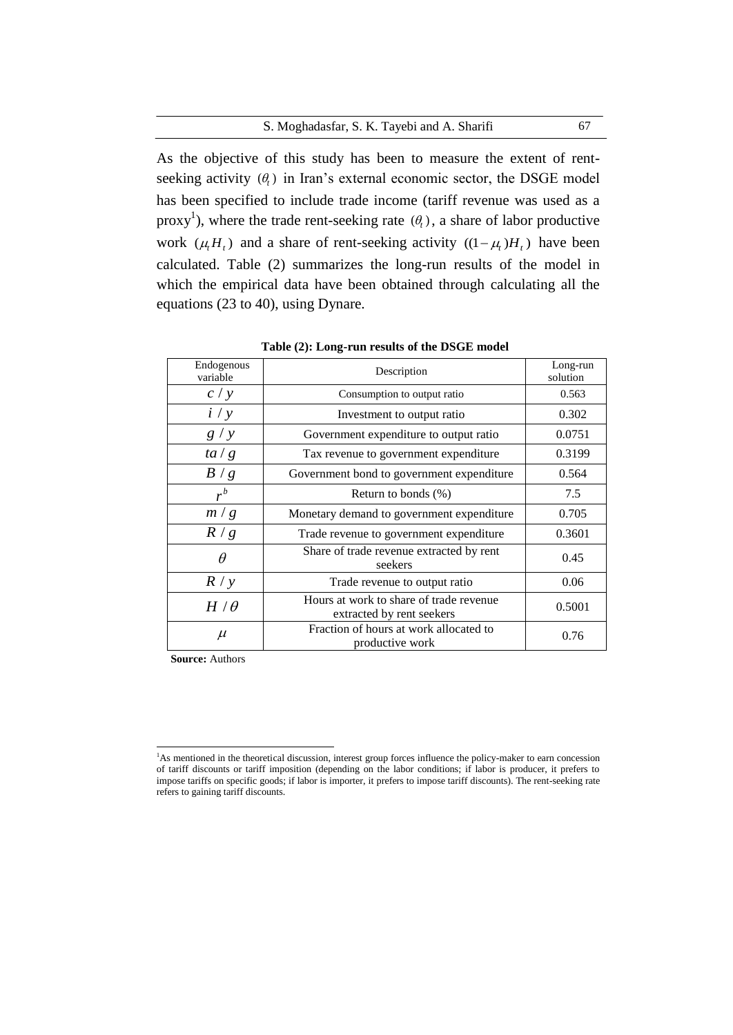As the objective of this study has been to measure the extent of rent-seeking activity $(\theta_t)$ in Iran's external economic sector, the DSGE model has been specified to include trade income (tariff revenue was used as a proxy[1]), where the trade rent-seeking rate $(\theta_t)$, a share of labor productive work $(\mu_t H_t)$ and a share of rent-seeking activity $((1-\mu_t)H_t)$ have been calculated. Table (2) summarizes the long-run results of the model in which the empirical data have been obtained through calculating all the equations (23 to 40), using Dynare.

**Table (2): Long-run results of the DSGE model**

| Endogenous variable | Description | Long-run solution |
|---|---|---|
| $c / y$ | Consumption to output ratio | 0.563 |
| $i / y$ | Investment to output ratio | 0.302 |
| $g / y$ | Government expenditure to output ratio | 0.0751 |
| $ta / g$ | Tax revenue to government expenditure | 0.3199 |
| $B / g$ | Government bond to government expenditure | 0.564 |
| $r^b$ | Return to bonds (%) | 7.5 |
| $m / g$ | Monetary demand to government expenditure | 0.705 |
| $R / g$ | Trade revenue to government expenditure | 0.3601 |
| $\theta$ | Share of trade revenue extracted by rent seekers | 0.45 |
| $R / y$ | Trade revenue to output ratio | 0.06 |
| $H / \theta$ | Hours at work to share of trade revenue extracted by rent seekers | 0.5001 |
| $\mu$ | Fraction of hours at work allocated to productive work | 0.76 |

**Source:** Authors

[1] As mentioned in the theoretical discussion, interest group forces influence the policy-maker to earn concession of tariff discounts or tariff imposition (depending on the labor conditions; if labor is producer, it prefers to impose tariffs on specific goods; if labor is importer, it prefers to impose tariff discounts). The rent-seeking rate refers to gaining tariff discounts.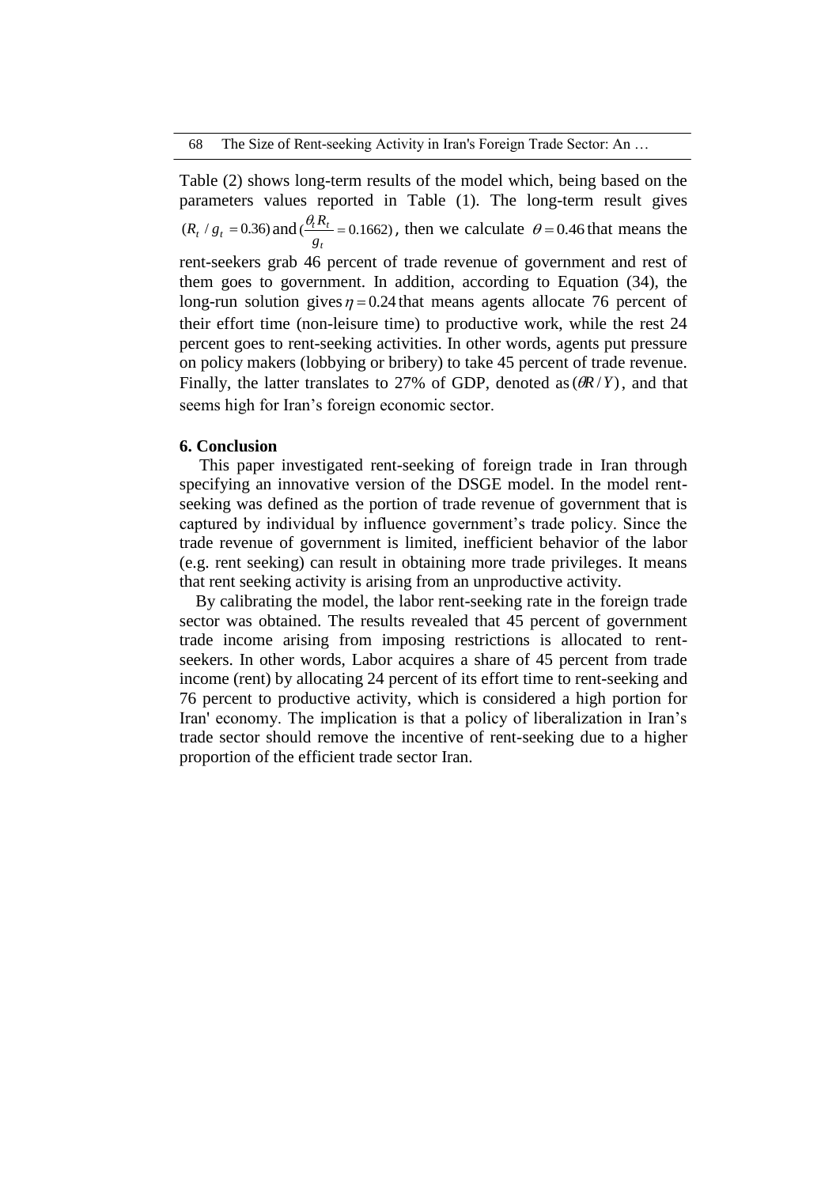Table (2) shows long-term results of the model which, being based on the parameters values reported in Table (1). The long-term result gives $(R_t / g_t = 0.36)$ and $(\frac{\theta_t R_t}{g_t} = 0.1662)$, then we calculate $\theta = 0.46$ that means the rent-seekers grab 46 percent of trade revenue of government and rest of them goes to government. In addition, according to Equation (34), the long-run solution gives $\eta = 0.24$ that means agents allocate 76 percent of their effort time (non-leisure time) to productive work, while the rest 24 percent goes to rent-seeking activities. In other words, agents put pressure on policy makers (lobbying or bribery) to take 45 percent of trade revenue. Finally, the latter translates to 27% of GDP, denoted as $(\theta R / Y)$, and that seems high for Iran's foreign economic sector.

## 6. Conclusion

This paper investigated rent-seeking of foreign trade in Iran through specifying an innovative version of the DSGE model. In the model rent-seeking was defined as the portion of trade revenue of government that is captured by individual by influence government's trade policy. Since the trade revenue of government is limited, inefficient behavior of the labor (e.g. rent seeking) can result in obtaining more trade privileges. It means that rent seeking activity is arising from an unproductive activity.

By calibrating the model, the labor rent-seeking rate in the foreign trade sector was obtained. The results revealed that 45 percent of government trade income arising from imposing restrictions is allocated to rent-seekers. In other words, Labor acquires a share of 45 percent from trade income (rent) by allocating 24 percent of its effort time to rent-seeking and 76 percent to productive activity, which is considered a high portion for Iran' economy. The implication is that a policy of liberalization in Iran's trade sector should remove the incentive of rent-seeking due to a higher proportion of the efficient trade sector Iran.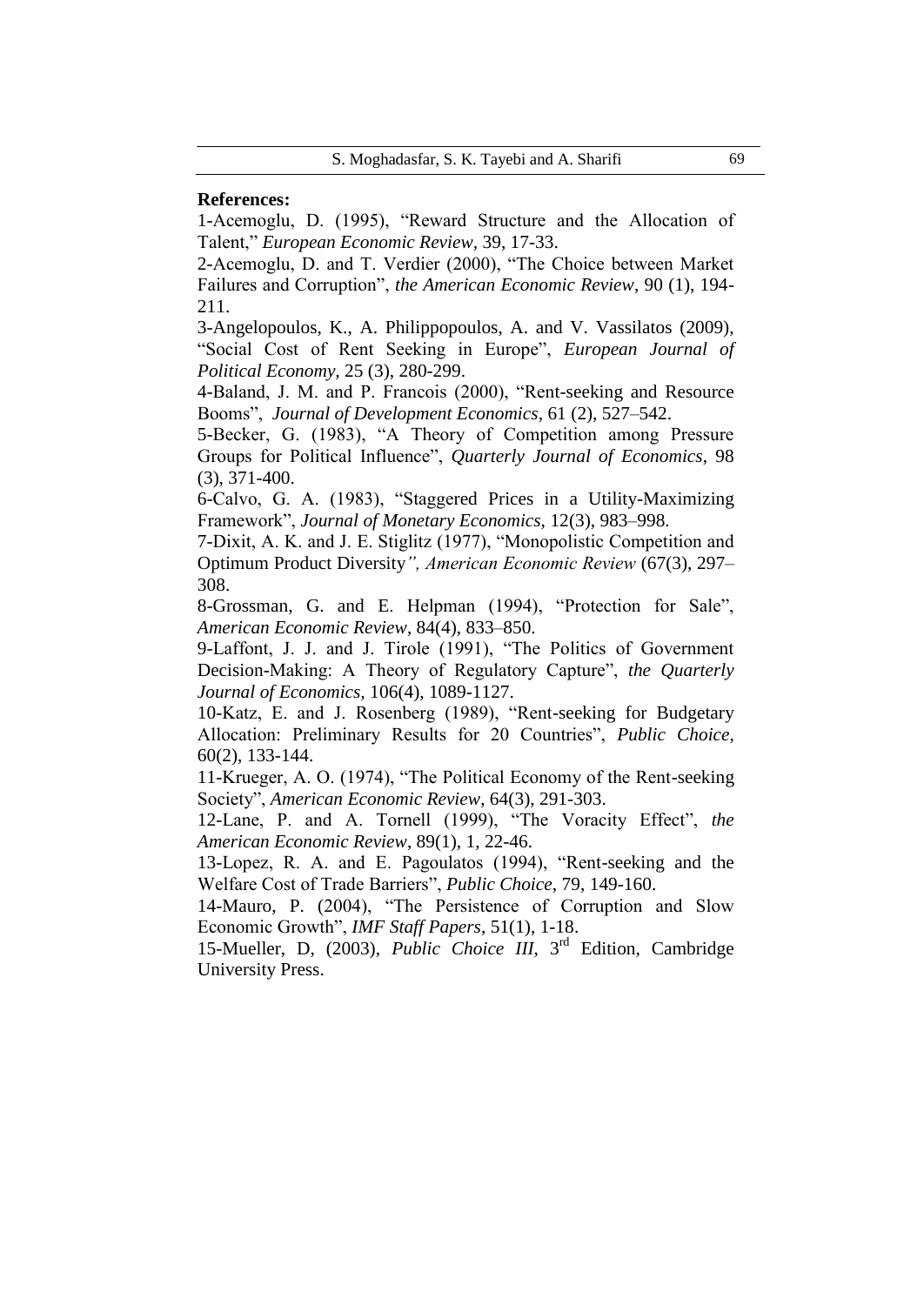**References:**

1-Acemoglu, D. (1995), "Reward Structure and the Allocation of Talent," *European Economic Review*, 39, 17-33.

2-Acemoglu, D. and T. Verdier (2000), "The Choice between Market Failures and Corruption", *the American Economic Review*, 90 (1), 194-211.

3-Angelopoulos, K., A. Philippopoulos, A. and V. Vassilatos (2009), "Social Cost of Rent Seeking in Europe", *European Journal of Political Economy,* 25 (3), 280-299.

4-Baland, J. M. and P. Francois (2000), "Rent-seeking and Resource Booms", *Journal of Development Economics*, 61 (2), 527–542.

5-Becker, G. (1983), "A Theory of Competition among Pressure Groups for Political Influence", *Quarterly Journal of Economics*, 98 (3), 371-400.

6-Calvo, G. A. (1983), "Staggered Prices in a Utility-Maximizing Framework", *Journal of Monetary Economics,* 12(3), 983–998.

7-Dixit, A. K. and J. E. Stiglitz (1977), "Monopolistic Competition and Optimum Product Diversity*", American Economic Review* (67(3), 297–308.

8-Grossman, G. and E. Helpman (1994), "Protection for Sale", *American Economic Review*, 84(4), 833–850.

9-Laffont, J. J. and J. Tirole (1991), "The Politics of Government Decision-Making: A Theory of Regulatory Capture", *the Quarterly Journal of Economics*, 106(4), 1089-1127.

10-Katz, E. and J. Rosenberg (1989), "Rent-seeking for Budgetary Allocation: Preliminary Results for 20 Countries", *Public Choice*, 60(2), 133-144.

11-Krueger, A. O. (1974), "The Political Economy of the Rent-seeking Society", *American Economic Review*, 64(3), 291-303.

12-Lane, P. and A. Tornell (1999), "The Voracity Effect", *the American Economic Review*, 89(1), 1, 22-46.

13-Lopez, R. A. and E. Pagoulatos (1994), "Rent-seeking and the Welfare Cost of Trade Barriers", *Public Choice*, 79, 149-160.

14-Mauro, P. (2004), "The Persistence of Corruption and Slow Economic Growth", *IMF Staff Papers*, 51(1), 1-18.

15-Mueller, D, (2003), *Public Choice III*, 3rd Edition, Cambridge University Press.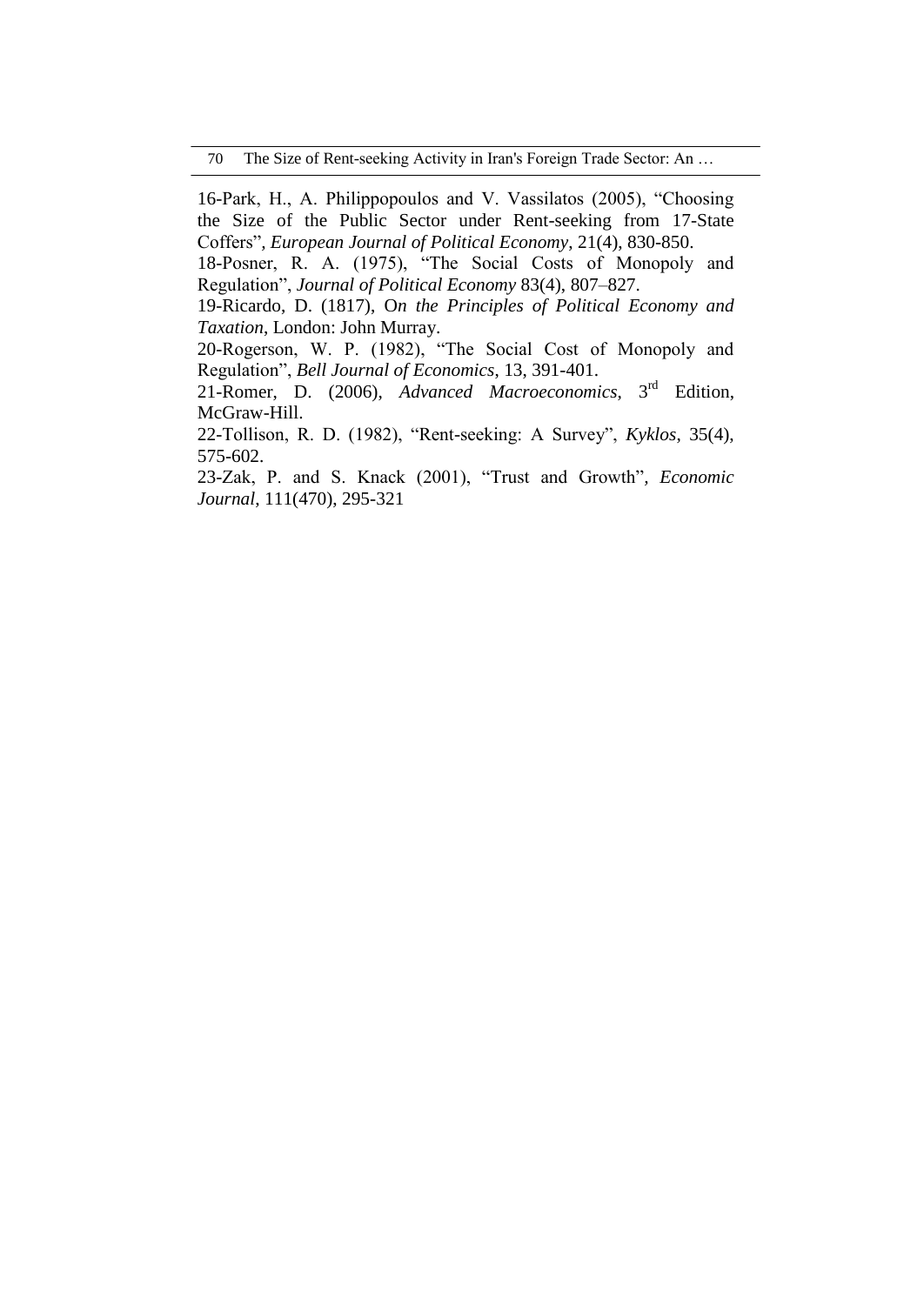16-Park, H., A. Philippopoulos and V. Vassilatos (2005), "Choosing the Size of the Public Sector under Rent-seeking from 17-State Coffers", *European Journal of Political Economy*, 21(4), 830-850.

18-Posner, R. A. (1975), "The Social Costs of Monopoly and Regulation", *Journal of Political Economy* 83(4), 807–827.

19-Ricardo, D. (1817), O*n the Principles of Political Economy and Taxation*, London: John Murray.

20-Rogerson, W. P. (1982), "The Social Cost of Monopoly and Regulation", *Bell Journal of Economics*, 13, 391-401.

21-Romer, D. (2006), *Advanced Macroeconomics*, 3rd Edition, McGraw-Hill.

22-Tollison, R. D. (1982), "Rent-seeking: A Survey", *Kyklos*, 35(4), 575-602.

23-Zak, P. and S. Knack (2001), "Trust and Growth", *Economic Journal*, 111(470), 295-321